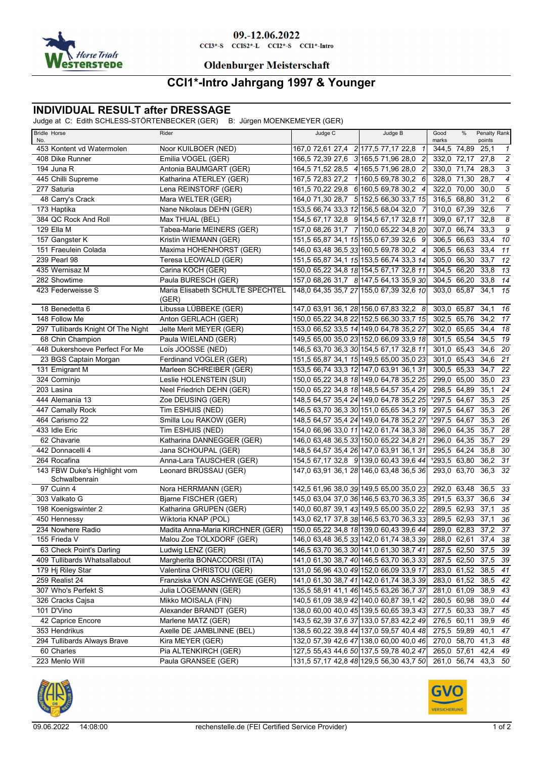09.-12.06.2022

CCI3*-S CCIS2*-L CCI2*-S CCI1*-Intro

**Oldenburger Meisterschaft**

# CCI1*-Intro Jahrgang 1997 & Younger

## INDIVIDUAL RESULT after DRESSAGE

Judge at C: Edith SCHLESS-STÖRTENBECKER (GER) B: Jürgen MOENKEMEYER (GER)

| Bridle No. | Horse | Rider | Judge C | | | | Judge B | | | | Good marks | % | Penalty points | Rank |
|---|---|---|---|---|---|---|---|---|---|---|---|---|---|---|
| 453 | Kontent vd Watermolen | Noor KUILBOER (NED) | 167,0 | 72,61 | 27,4 | 2 | 177,5 | 77,17 | 22,8 | 1 | 344,5 | 74,89 | 25,1 | 1 |
| 408 | Dike Runner | Emilia VOGEL (GER) | 166,5 | 72,39 | 27,6 | 3 | 165,5 | 71,96 | 28,0 | 2 | 332,0 | 72,17 | 27,8 | 2 |
| 194 | Juna R | Antonia BAUMGART (GER) | 164,5 | 71,52 | 28,5 | 4 | 165,5 | 71,96 | 28,0 | 2 | 330,0 | 71,74 | 28,3 | 3 |
| 445 | Chilli Supreme | Katharina ATERLEY (GER) | 167,5 | 72,83 | 27,2 | 1 | 160,5 | 69,78 | 30,2 | 6 | 328,0 | 71,30 | 28,7 | 4 |
| 277 | Saturia | Lena REINSTORF (GER) | 161,5 | 70,22 | 29,8 | 6 | 160,5 | 69,78 | 30,2 | 4 | 322,0 | 70,00 | 30,0 | 5 |
| 48 | Carry's Crack | Mara WELTER (GER) | 164,0 | 71,30 | 28,7 | 5 | 152,5 | 66,30 | 33,7 | 15 | 316,5 | 68,80 | 31,2 | 6 |
| 173 | Haptika | Nane Nikolaus DEHN (GER) | 153,5 | 66,74 | 33,3 | 12 | 156,5 | 68,04 | 32,0 | 7 | 310,0 | 67,39 | 32,6 | 7 |
| 384 | QC Rock And Roll | Max THUAL (BEL) | 154,5 | 67,17 | 32,8 | 9 | 154,5 | 67,17 | 32,8 | 11 | 309,0 | 67,17 | 32,8 | 8 |
| 129 | Ella M | Tabea-Marie MEINERS (GER) | 157,0 | 68,26 | 31,7 | 7 | 150,0 | 65,22 | 34,8 | 20 | 307,0 | 66,74 | 33,3 | 9 |
| 157 | Gangster K | Kristin WIEMANN (GER) | 151,5 | 65,87 | 34,1 | 15 | 155,0 | 67,39 | 32,6 | 9 | 306,5 | 66,63 | 33,4 | 10 |
| 151 | Fraeulein Colada | Maxima HOHENHORST (GER) | 146,0 | 63,48 | 36,5 | 33 | 160,5 | 69,78 | 30,2 | 4 | 306,5 | 66,63 | 33,4 | 11 |
| 239 | Pearl 98 | Teresa LEOWALD (GER) | 151,5 | 65,87 | 34,1 | 15 | 153,5 | 66,74 | 33,3 | 14 | 305,0 | 66,30 | 33,7 | 12 |
| 435 | Wernisaz M | Carina KOCH (GER) | 150,0 | 65,22 | 34,8 | 18 | 154,5 | 67,17 | 32,8 | 11 | 304,5 | 66,20 | 33,8 | 13 |
| 282 | Showtime | Paula BURESCH (GER) | 157,0 | 68,26 | 31,7 | 8 | 147,5 | 64,13 | 35,9 | 30 | 304,5 | 66,20 | 33,8 | 14 |
| 423 | Federweisse S | Maria Elisabeth SCHULTE SPECHTEL (GER) | 148,0 | 64,35 | 35,7 | 27 | 155,0 | 67,39 | 32,6 | 10 | 303,0 | 65,87 | 34,1 | 15 |
| 18 | Benedetta 6 | Libussa LÜBBEKE (GER) | 147,0 | 63,91 | 36,1 | 28 | 156,0 | 67,83 | 32,2 | 8 | 303,0 | 65,87 | 34,1 | 16 |
| 148 | Follow Me | Anton GERLACH (GER) | 150,0 | 65,22 | 34,8 | 22 | 152,5 | 66,30 | 33,7 | 15 | 302,5 | 65,76 | 34,2 | 17 |
| 297 | Tullibards Knight Of The Night | Jelte Merit MEYER (GER) | 153,0 | 66,52 | 33,5 | 14 | 149,0 | 64,78 | 35,2 | 27 | 302,0 | 65,65 | 34,4 | 18 |
| 68 | Chin Champion | Paula WIELAND (GER) | 149,5 | 65,00 | 35,0 | 23 | 152,0 | 66,09 | 33,9 | 18 | 301,5 | 65,54 | 34,5 | 19 |
| 448 | Dukershoeve Perfect For Me | Loïs JOOSSE (NED) | 146,5 | 63,70 | 36,3 | 30 | 154,5 | 67,17 | 32,8 | 11 | 301,0 | 65,43 | 34,6 | 20 |
| 23 | BGS Captain Morgan | Ferdinand VOGLER (GER) | 151,5 | 65,87 | 34,1 | 15 | 149,5 | 65,00 | 35,0 | 23 | 301,0 | 65,43 | 34,6 | 21 |
| 131 | Emigrant M | Marleen SCHREIBER (GER) | 153,5 | 66,74 | 33,3 | 12 | 147,0 | 63,91 | 36,1 | 31 | 300,5 | 65,33 | 34,7 | 22 |
| 324 | Corminjo | Leslie HOLENSTEIN (SUI) | 150,0 | 65,22 | 34,8 | 18 | 149,0 | 64,78 | 35,2 | 25 | 299,0 | 65,00 | 35,0 | 23 |
| 203 | Lasina | Neel Friedrich DEHN (GER) | 150,0 | 65,22 | 34,8 | 18 | 148,5 | 64,57 | 35,4 | 29 | 298,5 | 64,89 | 35,1 | 24 |
| 444 | Alemania 13 | Zoe DEUSING (GER) | 148,5 | 64,57 | 35,4 | 24 | 149,0 | 64,78 | 35,2 | 25 | '297,5 | 64,67 | 35,3 | 25 |
| 447 | Carnally Rock | Tim ESHUIS (NED) | 146,5 | 63,70 | 36,3 | 30 | 151,0 | 65,65 | 34,3 | 19 | 297,5 | 64,67 | 35,3 | 26 |
| 464 | Carismo 22 | Smilla Lou RAKOW (GER) | 148,5 | 64,57 | 35,4 | 24 | 149,0 | 64,78 | 35,2 | 27 | '297,5 | 64,67 | 35,3 | 26 |
| 433 | Idle Eric | Tim ESHUIS (NED) | 154,0 | 66,96 | 33,0 | 11 | 142,0 | 61,74 | 38,3 | 38 | 296,0 | 64,35 | 35,7 | 28 |
| 62 | Chavarie | Katharina DANNEGGER (GER) | 146,0 | 63,48 | 36,5 | 33 | 150,0 | 65,22 | 34,8 | 21 | 296,0 | 64,35 | 35,7 | 29 |
| 442 | Donnacelli 4 | Jana SCHOUPAL (GER) | 148,5 | 64,57 | 35,4 | 26 | 147,0 | 63,91 | 36,1 | 31 | 295,5 | 64,24 | 35,8 | 30 |
| 264 | Rocafina | Anna-Lara TAUSCHER (GER) | 154,5 | 67,17 | 32,8 | 9 | 139,0 | 60,43 | 39,6 | 44 | '293,5 | 63,80 | 36,2 | 31 |
| 143 | FBW Duke's Highlight vom Schwalbenrain | Leonard BRÜSSAU (GER) | 147,0 | 63,91 | 36,1 | 28 | 146,0 | 63,48 | 36,5 | 36 | 293,0 | 63,70 | 36,3 | 32 |
| 97 | Cuinn 4 | Nora HERRMANN (GER) | 142,5 | 61,96 | 38,0 | 39 | 149,5 | 65,00 | 35,0 | 23 | 292,0 | 63,48 | 36,5 | 33 |
| 303 | Valkato G | Bjarne FISCHER (GER) | 145,0 | 63,04 | 37,0 | 36 | 146,5 | 63,70 | 36,3 | 35 | 291,5 | 63,37 | 36,6 | 34 |
| 198 | Koenigswinter 2 | Katharina GRUPEN (GER) | 140,0 | 60,87 | 39,1 | 43 | 149,5 | 65,00 | 35,0 | 22 | 289,5 | 62,93 | 37,1 | 35 |
| 450 | Hennessy | Wiktoria KNAP (POL) | 143,0 | 62,17 | 37,8 | 38 | 146,5 | 63,70 | 36,3 | 33 | 289,5 | 62,93 | 37,1 | 36 |
| 234 | Nowhere Radio | Madita Anna-Maria KIRCHNER (GER) | 150,0 | 65,22 | 34,8 | 18 | 139,0 | 60,43 | 39,6 | 44 | 289,0 | 62,83 | 37,2 | 37 |
| 155 | Frieda V | Malou Zoe TOLXDORF (GER) | 146,0 | 63,48 | 36,5 | 33 | 142,0 | 61,74 | 38,3 | 39 | 288,0 | 62,61 | 37,4 | 38 |
| 63 | Check Point's Darling | Ludwig LENZ (GER) | 146,5 | 63,70 | 36,3 | 30 | 141,0 | 61,30 | 38,7 | 41 | 287,5 | 62,50 | 37,5 | 39 |
| 409 | Tullibards Whatsallabout | Margherita BONACCORSI (ITA) | 141,0 | 61,30 | 38,7 | 40 | 146,5 | 63,70 | 36,3 | 33 | 287,5 | 62,50 | 37,5 | 39 |
| 179 | Hj Riley Star | Valentina CHRISTOU (GER) | 131,0 | 56,96 | 43,0 | 49 | 152,0 | 66,09 | 33,9 | 17 | 283,0 | 61,52 | 38,5 | 41 |
| 259 | Realist 24 | Franziska VON ASCHWEGE (GER) | 141,0 | 61,30 | 38,7 | 41 | 142,0 | 61,74 | 38,3 | 39 | 283,0 | 61,52 | 38,5 | 42 |
| 307 | Who's Perfekt S | Julia LOGEMANN (GER) | 135,5 | 58,91 | 41,1 | 46 | 145,5 | 63,26 | 36,7 | 37 | 281,0 | 61,09 | 38,9 | 43 |
| 326 | Cracks Cajsa | Mikko MOISALA (FIN) | 140,5 | 61,09 | 38,9 | 42 | 140,0 | 60,87 | 39,1 | 42 | 280,5 | 60,98 | 39,0 | 44 |
| 101 | D'Vino | Alexander BRANDT (GER) | 138,0 | 60,00 | 40,0 | 45 | 139,5 | 60,65 | 39,3 | 43 | 277,5 | 60,33 | 39,7 | 45 |
| 42 | Caprice Encore | Marlene MATZ (GER) | 143,5 | 62,39 | 37,6 | 37 | 133,0 | 57,83 | 42,2 | 49 | 276,5 | 60,11 | 39,9 | 46 |
| 353 | Hendrikus | Axelle DE JAMBLINNE (BEL) | 138,5 | 60,22 | 39,8 | 44 | 137,0 | 59,57 | 40,4 | 48 | 275,5 | 59,89 | 40,1 | 47 |
| 294 | Tullibards Always Brave | Kira MEYER (GER) | 132,0 | 57,39 | 42,6 | 47 | 138,0 | 60,00 | 40,0 | 46 | 270,0 | 58,70 | 41,3 | 48 |
| 60 | Charles | Pia ALTENKIRCH (GER) | 127,5 | 55,43 | 44,6 | 50 | 137,5 | 59,78 | 40,2 | 47 | 265,0 | 57,61 | 42,4 | 49 |
| 223 | Menlo Will | Paula GRANSEE (GER) | 131,5 | 57,17 | 42,8 | 48 | 129,5 | 56,30 | 43,7 | 50 | 261,0 | 56,74 | 43,3 | 50 |

09.06.2022 14:08:00 rechenstelle.de (FEI Certified Service Provider)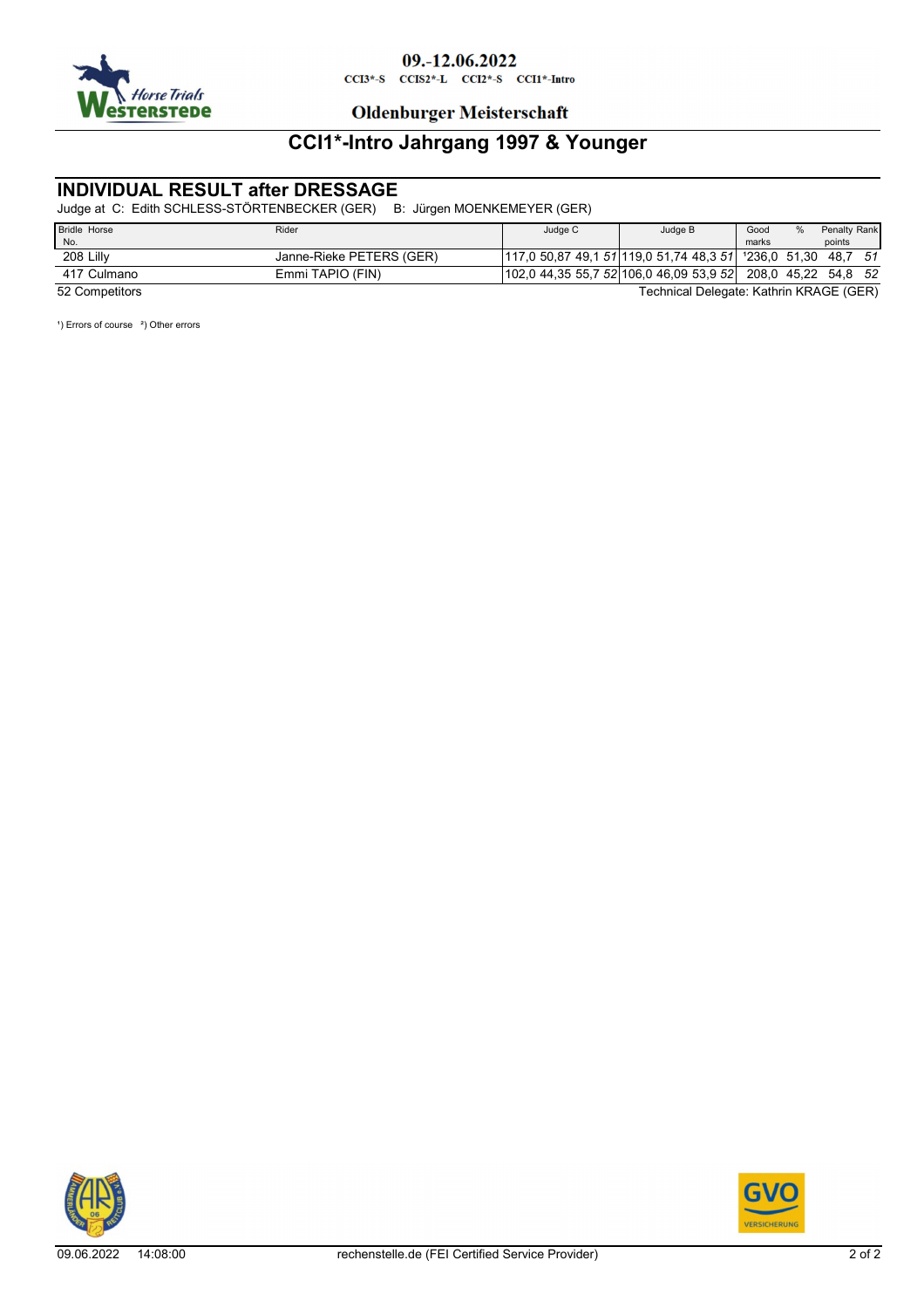09.-12.06.2022

CCI3*-S CCIS2*-L CCI2*-S CCI1*-Intro

Oldenburger Meisterschaft

# CCI1*-Intro Jahrgang 1997 & Younger

## INDIVIDUAL RESULT after DRESSAGE

Judge at C: Edith SCHLESS-STÖRTENBECKER (GER) B: Jürgen MOENKEMEYER (GER)

| Bridle No. | Horse | Rider | Judge C | | | | Judge B | | | | Good marks | % | Penalty points | Rank |
|---|---|---|---|---|---|---|---|---|---|---|---|---|---|---|
| 208 | Lilly | Janne-Rieke PETERS (GER) | 117,0 | 50,87 | 49,1 | *51* | 119,0 | 51,74 | 48,3 | *51* | ¹236,0 | 51,30 | 48,7 | *51* |
| 417 | Culmano | Emmi TAPIO (FIN) | 102,0 | 44,35 | 55,7 | *52* | 106,0 | 46,09 | 53,9 | *52* | 208,0 | 45,22 | 54,8 | *52* |

52 Competitors

Technical Delegate: Kathrin KRAGE (GER)

¹) Errors of course ²) Other errors

09.06.2022 14:08:00 rechenstelle.de (FEI Certified Service Provider)